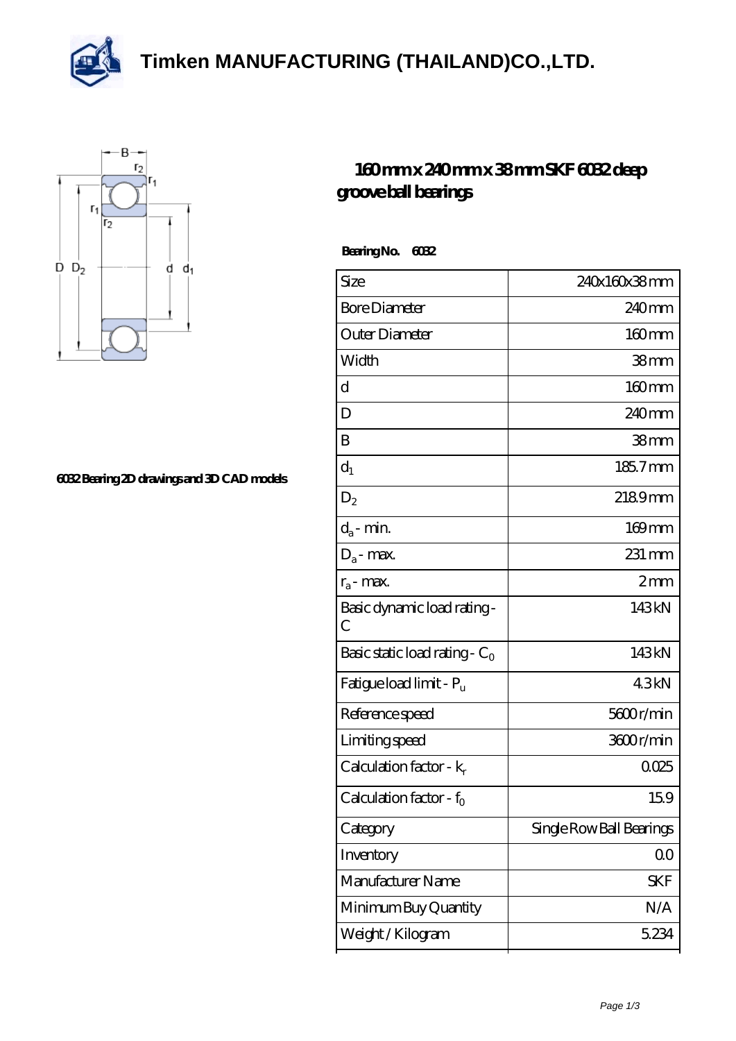# Timken MANUFACTURING (THAILAND)CO.,LTD.

6032 Bearing 2D drawings and 3D CAD models

## 160 mm x 240 mm x 38 mm SKF 6032 deep groove ball bearings

**Bearing No. 6032**

| Size | 240x160x38 mm |
|---|---|
| Bore Diameter | 240 mm |
| Outer Diameter | 160 mm |
| Width | 38 mm |
| d | 160 mm |
| D | 240 mm |
| B | 38 mm |
| $d_1$ | 185.7 mm |
| $D_2$ | 218.9 mm |
| $d_a$ - min. | 169 mm |
| $D_a$ - max. | 231 mm |
| $r_a$ - max. | 2 mm |
| Basic dynamic load rating - C | 143 kN |
| Basic static load rating - $C_0$ | 143 kN |
| Fatigue load limit - $P_u$ | 4.3 kN |
| Reference speed | 5600 r/min |
| Limiting speed | 3600 r/min |
| Calculation factor - $k_r$ | 0.025 |
| Calculation factor - $f_0$ | 15.9 |
| Category | Single Row Ball Bearings |
| Inventory | 0.0 |
| Manufacturer Name | SKF |
| Minimum Buy Quantity | N/A |
| Weight / Kilogram | 5.234 |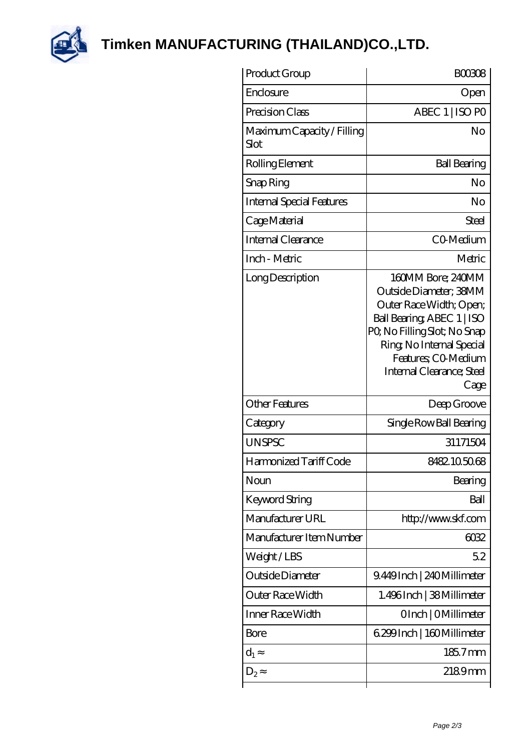# Timken MANUFACTURING (THAILAND)CO.,LTD.

| Product Group | B00308 |
|---|---|
| Enclosure | Open |
| Precision Class | ABEC 1 \| ISO P0 |
| Maximum Capacity / Filling Slot | No |
| Rolling Element | Ball Bearing |
| Snap Ring | No |
| Internal Special Features | No |
| Cage Material | Steel |
| Internal Clearance | C0-Medium |
| Inch - Metric | Metric |
| Long Description | 160MM Bore; 240MM Outside Diameter; 38MM Outer Race Width; Open; Ball Bearing; ABEC 1 \| ISO P0; No Filling Slot; No Snap Ring; No Internal Special Features; C0-Medium Internal Clearance; Steel Cage |
| Other Features | Deep Groove |
| Category | Single Row Ball Bearing |
| UNSPSC | 31171504 |
| Harmonized Tariff Code | 8482.10.50.68 |
| Noun | Bearing |
| Keyword String | Ball |
| Manufacturer URL | http://www.skf.com |
| Manufacturer Item Number | 6032 |
| Weight / LBS | 5.2 |
| Outside Diameter | 9.449 Inch \| 240 Millimeter |
| Outer Race Width | 1.496 Inch \| 38 Millimeter |
| Inner Race Width | 0 Inch \| 0 Millimeter |
| Bore | 6.299 Inch \| 160 Millimeter |
| $d_1 \approx$ | 185.7 mm |
| $D_2 \approx$ | 218.9 mm |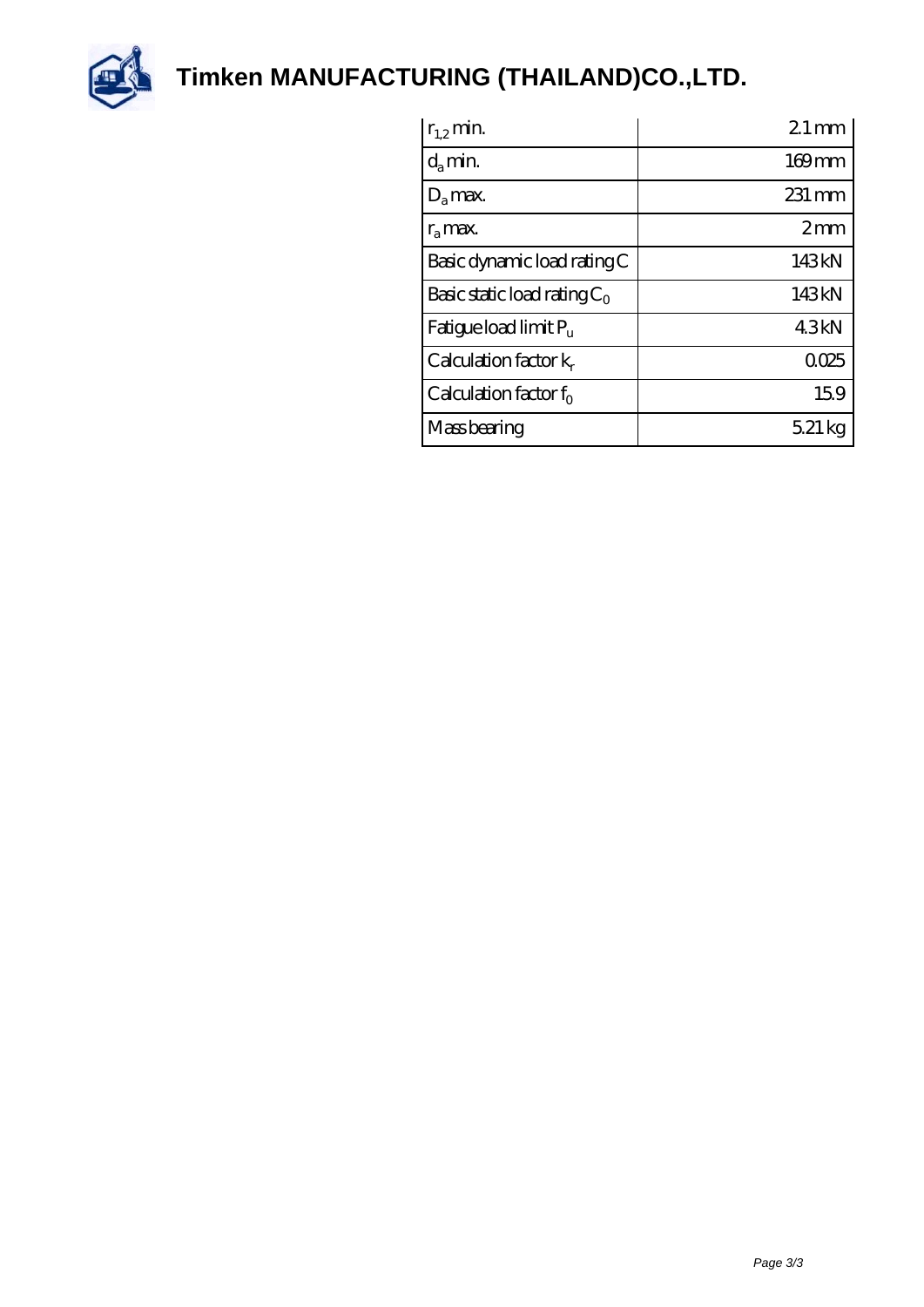| | |
|---|---|
| $r_{1,2}$ min. | 2.1 mm |
| $d_a$ min. | 169 mm |
| $D_a$ max. | 231 mm |
| $r_a$ max. | 2 mm |
| Basic dynamic load rating C | 143 kN |
| Basic static load rating $C_0$ | 143 kN |
| Fatigue load limit $P_u$ | 4.3 kN |
| Calculation factor $k_r$ | 0.025 |
| Calculation factor $f_0$ | 15.9 |
| Mass bearing | 5.21 kg |